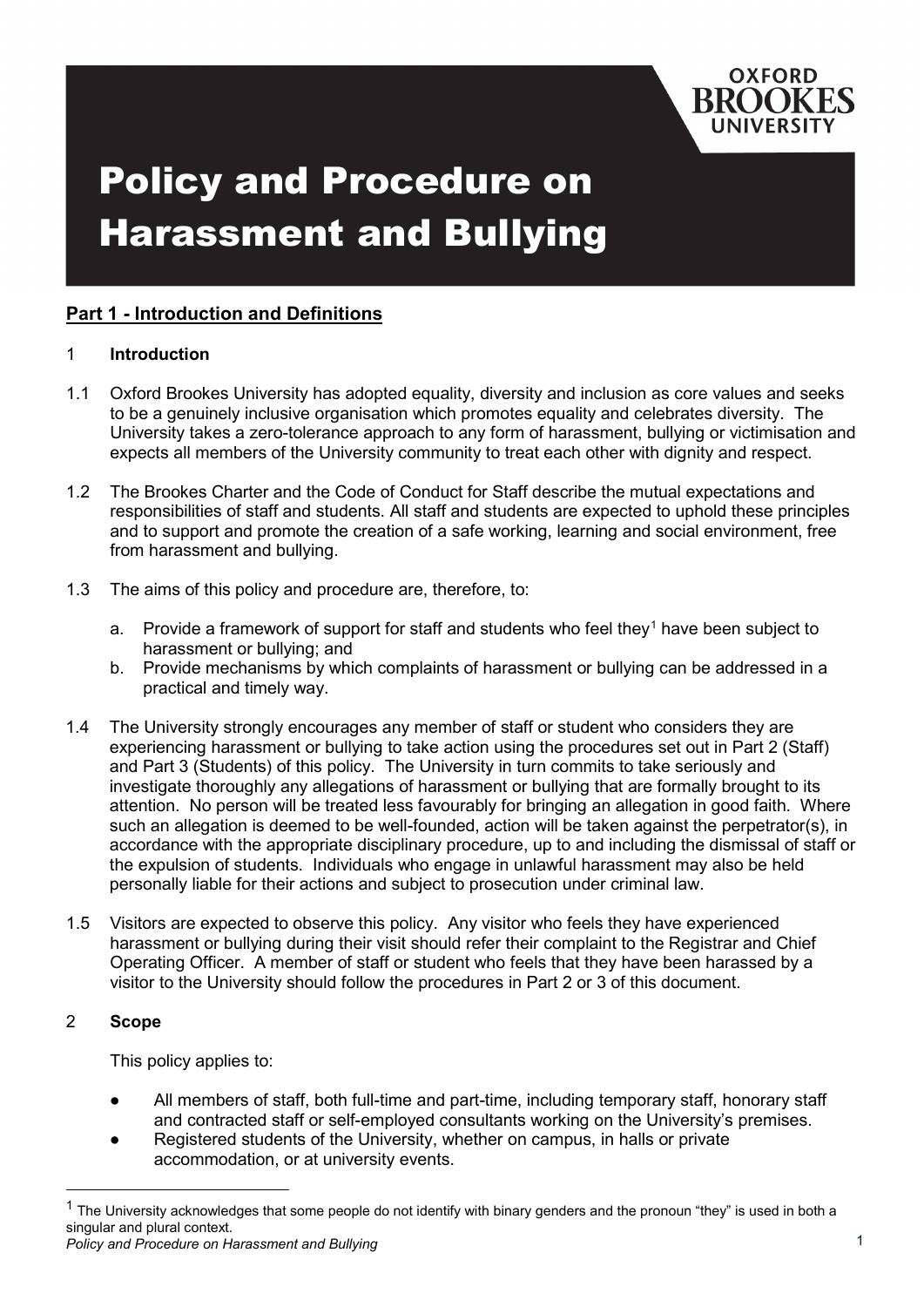# Policy and Procedure on Harassment and Bullying

## Part 1 - Introduction and Definitions

### 1 Introduction

1.1 Oxford Brookes University has adopted equality, diversity and inclusion as core values and seeks to be a genuinely inclusive organisation which promotes equality and celebrates diversity. The University takes a zero-tolerance approach to any form of harassment, bullying or victimisation and expects all members of the University community to treat each other with dignity and respect.

1.2 The Brookes Charter and the Code of Conduct for Staff describe the mutual expectations and responsibilities of staff and students. All staff and students are expected to uphold these principles and to support and promote the creation of a safe working, learning and social environment, free from harassment and bullying.

1.3 The aims of this policy and procedure are, therefore, to:

a. Provide a framework of support for staff and students who feel they[1] have been subject to harassment or bullying; and
b. Provide mechanisms by which complaints of harassment or bullying can be addressed in a practical and timely way.

1.4 The University strongly encourages any member of staff or student who considers they are experiencing harassment or bullying to take action using the procedures set out in Part 2 (Staff) and Part 3 (Students) of this policy. The University in turn commits to take seriously and investigate thoroughly any allegations of harassment or bullying that are formally brought to its attention. No person will be treated less favourably for bringing an allegation in good faith. Where such an allegation is deemed to be well-founded, action will be taken against the perpetrator(s), in accordance with the appropriate disciplinary procedure, up to and including the dismissal of staff or the expulsion of students. Individuals who engage in unlawful harassment may also be held personally liable for their actions and subject to prosecution under criminal law.

1.5 Visitors are expected to observe this policy. Any visitor who feels they have experienced harassment or bullying during their visit should refer their complaint to the Registrar and Chief Operating Officer. A member of staff or student who feels that they have been harassed by a visitor to the University should follow the procedures in Part 2 or 3 of this document.

### 2 Scope

This policy applies to:

- All members of staff, both full-time and part-time, including temporary staff, honorary staff and contracted staff or self-employed consultants working on the University's premises.
- Registered students of the University, whether on campus, in halls or private accommodation, or at university events.

[1] The University acknowledges that some people do not identify with binary genders and the pronoun "they" is used in both a singular and plural context.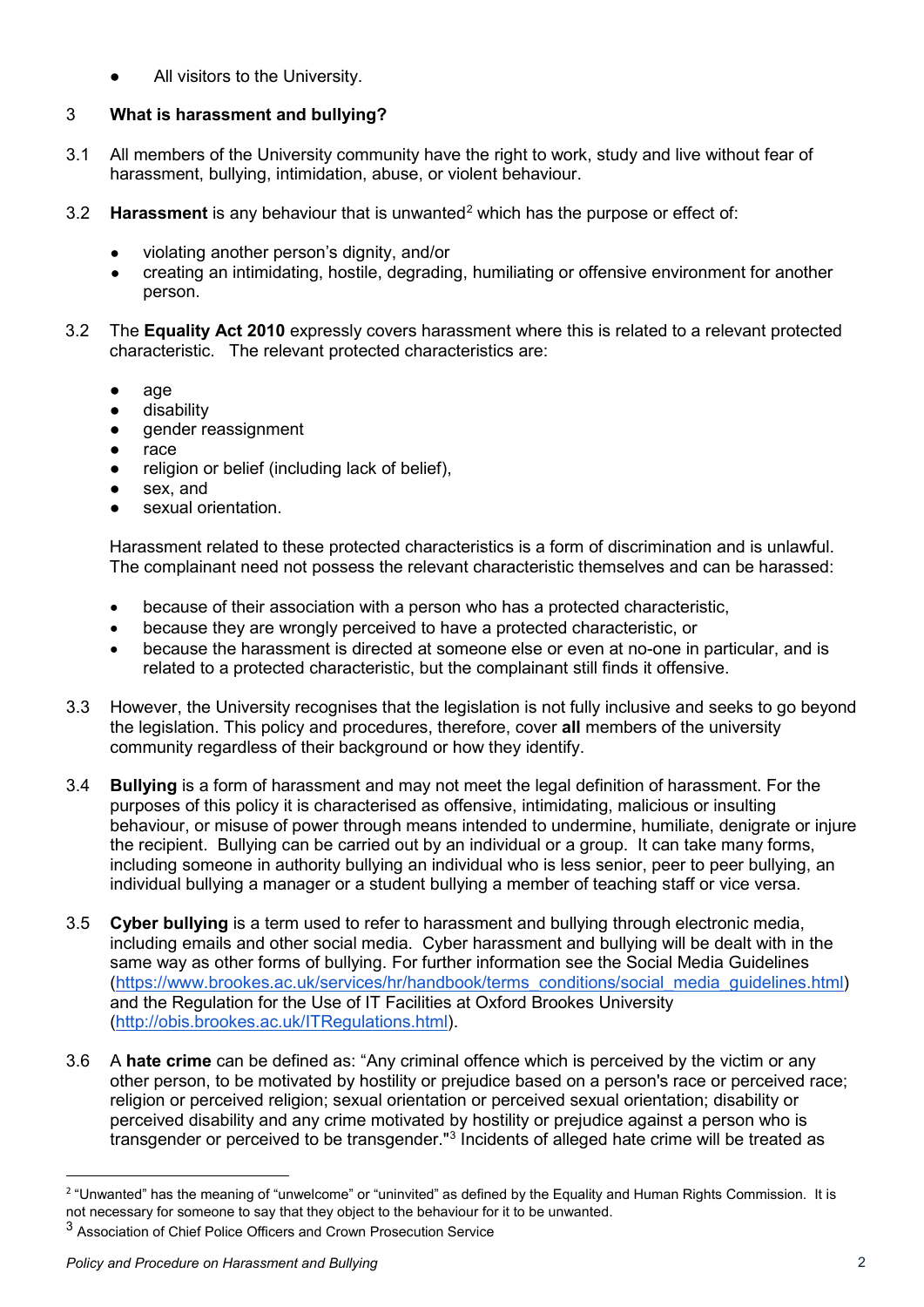- All visitors to the University.

## 3 What is harassment and bullying?

3.1 All members of the University community have the right to work, study and live without fear of harassment, bullying, intimidation, abuse, or violent behaviour.

3.2 **Harassment** is any behaviour that is unwanted[2] which has the purpose or effect of:

- violating another person's dignity, and/or
- creating an intimidating, hostile, degrading, humiliating or offensive environment for another person.

3.2 The **Equality Act 2010** expressly covers harassment where this is related to a relevant protected characteristic. The relevant protected characteristics are:

- age
- disability
- gender reassignment
- race
- religion or belief (including lack of belief),
- sex, and
- sexual orientation.

Harassment related to these protected characteristics is a form of discrimination and is unlawful. The complainant need not possess the relevant characteristic themselves and can be harassed:

- because of their association with a person who has a protected characteristic,
- because they are wrongly perceived to have a protected characteristic, or
- because the harassment is directed at someone else or even at no-one in particular, and is related to a protected characteristic, but the complainant still finds it offensive.

3.3 However, the University recognises that the legislation is not fully inclusive and seeks to go beyond the legislation. This policy and procedures, therefore, cover **all** members of the university community regardless of their background or how they identify.

3.4 **Bullying** is a form of harassment and may not meet the legal definition of harassment. For the purposes of this policy it is characterised as offensive, intimidating, malicious or insulting behaviour, or misuse of power through means intended to undermine, humiliate, denigrate or injure the recipient. Bullying can be carried out by an individual or a group. It can take many forms, including someone in authority bullying an individual who is less senior, peer to peer bullying, an individual bullying a manager or a student bullying a member of teaching staff or vice versa.

3.5 **Cyber bullying** is a term used to refer to harassment and bullying through electronic media, including emails and other social media. Cyber harassment and bullying will be dealt with in the same way as other forms of bullying. For further information see the Social Media Guidelines (https://www.brookes.ac.uk/services/hr/handbook/terms_conditions/social_media_guidelines.html) and the Regulation for the Use of IT Facilities at Oxford Brookes University (http://obis.brookes.ac.uk/ITRegulations.html).

3.6 A **hate crime** can be defined as: "Any criminal offence which is perceived by the victim or any other person, to be motivated by hostility or prejudice based on a person's race or perceived race; religion or perceived religion; sexual orientation or perceived sexual orientation; disability or perceived disability and any crime motivated by hostility or prejudice against a person who is transgender or perceived to be transgender."[3] Incidents of alleged hate crime will be treated as

---

[2] "Unwanted" has the meaning of "unwelcome" or "uninvited" as defined by the Equality and Human Rights Commission. It is not necessary for someone to say that they object to the behaviour for it to be unwanted.

[3] Association of Chief Police Officers and Crown Prosecution Service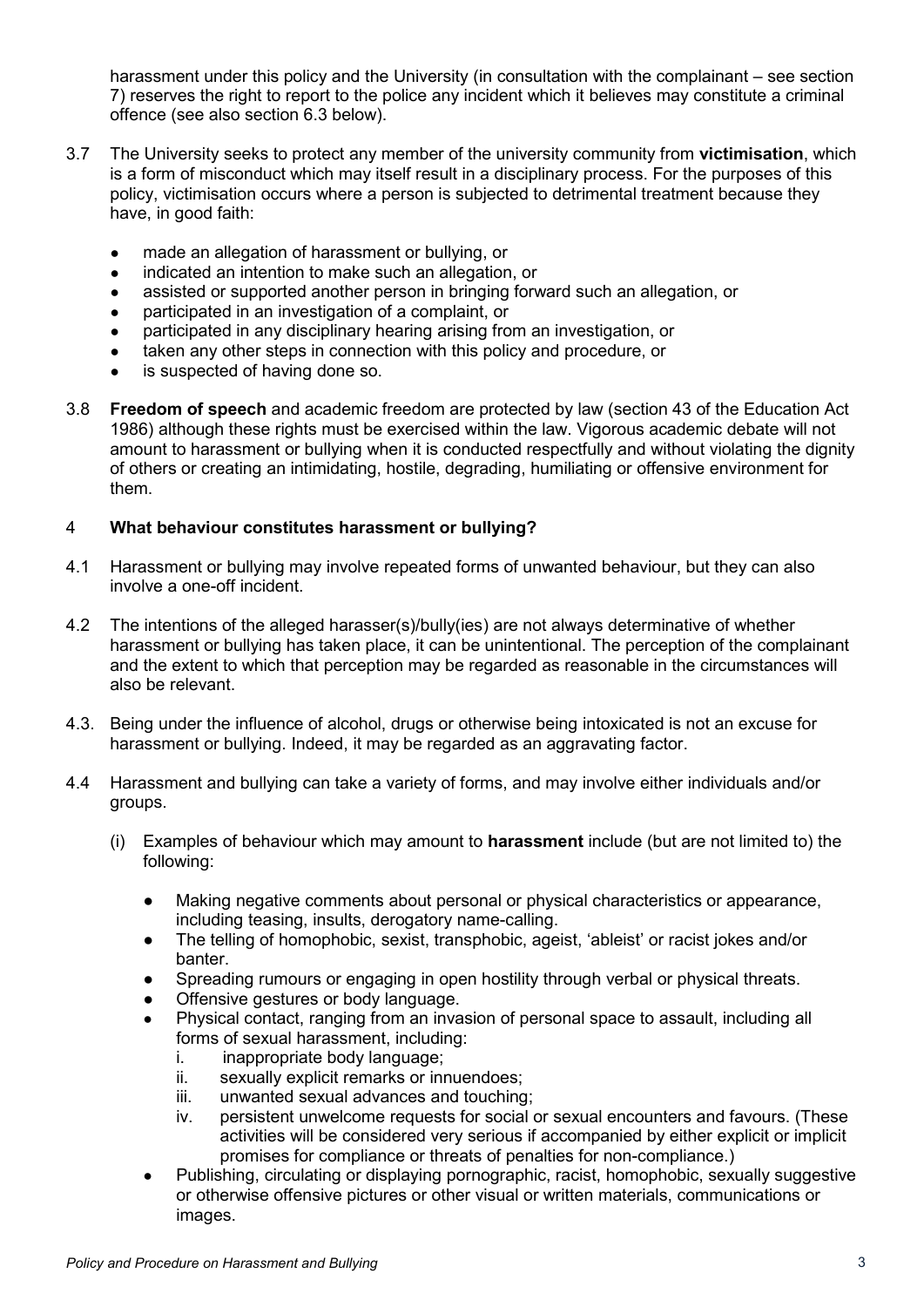harassment under this policy and the University (in consultation with the complainant – see section 7) reserves the right to report to the police any incident which it believes may constitute a criminal offence (see also section 6.3 below).

3.7 The University seeks to protect any member of the university community from **victimisation**, which is a form of misconduct which may itself result in a disciplinary process. For the purposes of this policy, victimisation occurs where a person is subjected to detrimental treatment because they have, in good faith:

- made an allegation of harassment or bullying, or
- indicated an intention to make such an allegation, or
- assisted or supported another person in bringing forward such an allegation, or
- participated in an investigation of a complaint, or
- participated in any disciplinary hearing arising from an investigation, or
- taken any other steps in connection with this policy and procedure, or
- is suspected of having done so.

3.8 **Freedom of speech** and academic freedom are protected by law (section 43 of the Education Act 1986) although these rights must be exercised within the law. Vigorous academic debate will not amount to harassment or bullying when it is conducted respectfully and without violating the dignity of others or creating an intimidating, hostile, degrading, humiliating or offensive environment for them.

## 4 What behaviour constitutes harassment or bullying?

4.1 Harassment or bullying may involve repeated forms of unwanted behaviour, but they can also involve a one-off incident.

4.2 The intentions of the alleged harasser(s)/bully(ies) are not always determinative of whether harassment or bullying has taken place, it can be unintentional. The perception of the complainant and the extent to which that perception may be regarded as reasonable in the circumstances will also be relevant.

4.3. Being under the influence of alcohol, drugs or otherwise being intoxicated is not an excuse for harassment or bullying. Indeed, it may be regarded as an aggravating factor.

4.4 Harassment and bullying can take a variety of forms, and may involve either individuals and/or groups.

(i) Examples of behaviour which may amount to **harassment** include (but are not limited to) the following:

- Making negative comments about personal or physical characteristics or appearance, including teasing, insults, derogatory name-calling.
- The telling of homophobic, sexist, transphobic, ageist, 'ableist' or racist jokes and/or banter.
- Spreading rumours or engaging in open hostility through verbal or physical threats.
- Offensive gestures or body language.
- Physical contact, ranging from an invasion of personal space to assault, including all forms of sexual harassment, including:
  i. inappropriate body language;
  ii. sexually explicit remarks or innuendoes;
  iii. unwanted sexual advances and touching;
  iv. persistent unwelcome requests for social or sexual encounters and favours. (These activities will be considered very serious if accompanied by either explicit or implicit promises for compliance or threats of penalties for non-compliance.)
- Publishing, circulating or displaying pornographic, racist, homophobic, sexually suggestive or otherwise offensive pictures or other visual or written materials, communications or images.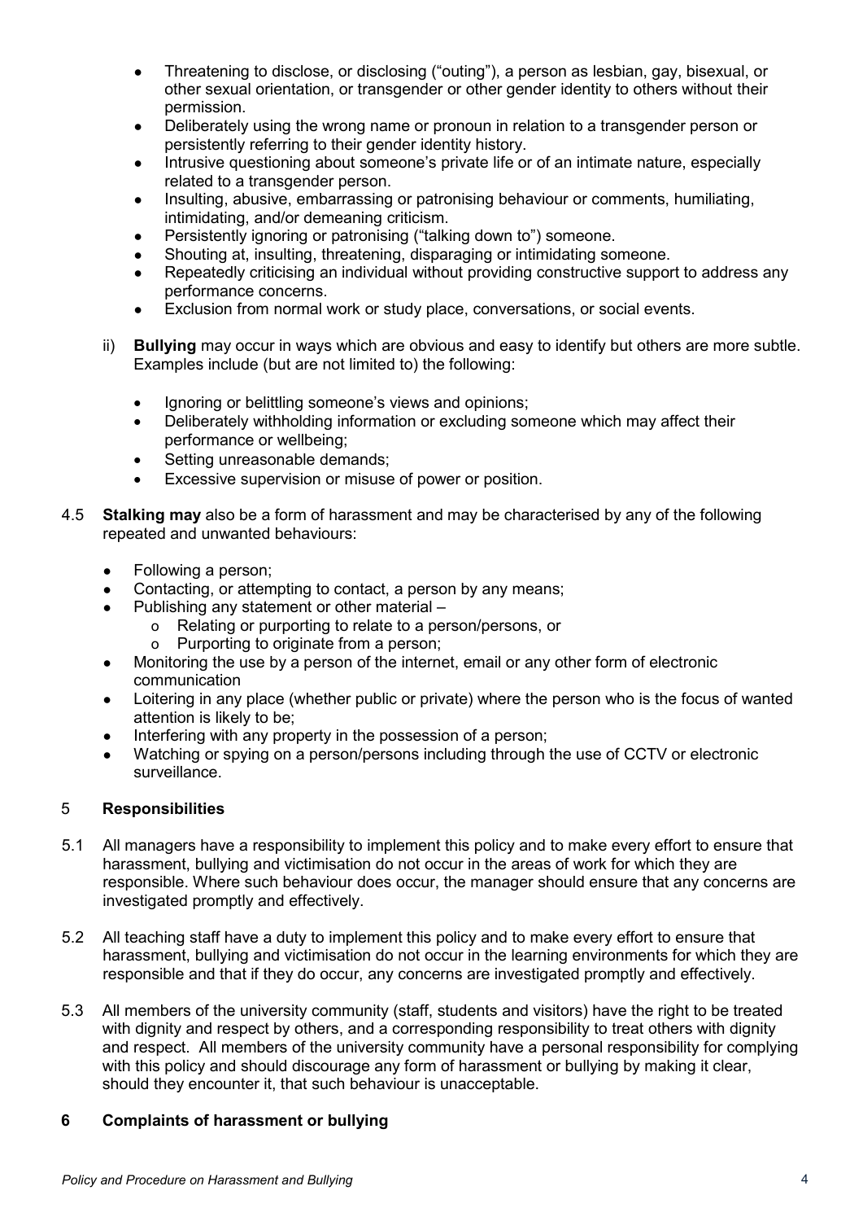- Threatening to disclose, or disclosing ("outing"), a person as lesbian, gay, bisexual, or other sexual orientation, or transgender or other gender identity to others without their permission.
- Deliberately using the wrong name or pronoun in relation to a transgender person or persistently referring to their gender identity history.
- Intrusive questioning about someone's private life or of an intimate nature, especially related to a transgender person.
- Insulting, abusive, embarrassing or patronising behaviour or comments, humiliating, intimidating, and/or demeaning criticism.
- Persistently ignoring or patronising ("talking down to") someone.
- Shouting at, insulting, threatening, disparaging or intimidating someone.
- Repeatedly criticising an individual without providing constructive support to address any performance concerns.
- Exclusion from normal work or study place, conversations, or social events.

ii) **Bullying** may occur in ways which are obvious and easy to identify but others are more subtle. Examples include (but are not limited to) the following:

- Ignoring or belittling someone's views and opinions;
- Deliberately withholding information or excluding someone which may affect their performance or wellbeing;
- Setting unreasonable demands;
- Excessive supervision or misuse of power or position.

4.5 **Stalking may** also be a form of harassment and may be characterised by any of the following repeated and unwanted behaviours:

- Following a person;
- Contacting, or attempting to contact, a person by any means;
- Publishing any statement or other material –
  - Relating or purporting to relate to a person/persons, or
  - Purporting to originate from a person;
- Monitoring the use by a person of the internet, email or any other form of electronic communication
- Loitering in any place (whether public or private) where the person who is the focus of wanted attention is likely to be;
- Interfering with any property in the possession of a person;
- Watching or spying on a person/persons including through the use of CCTV or electronic surveillance.

## 5 Responsibilities

5.1 All managers have a responsibility to implement this policy and to make every effort to ensure that harassment, bullying and victimisation do not occur in the areas of work for which they are responsible. Where such behaviour does occur, the manager should ensure that any concerns are investigated promptly and effectively.

5.2 All teaching staff have a duty to implement this policy and to make every effort to ensure that harassment, bullying and victimisation do not occur in the learning environments for which they are responsible and that if they do occur, any concerns are investigated promptly and effectively.

5.3 All members of the university community (staff, students and visitors) have the right to be treated with dignity and respect by others, and a corresponding responsibility to treat others with dignity and respect. All members of the university community have a personal responsibility for complying with this policy and should discourage any form of harassment or bullying by making it clear, should they encounter it, that such behaviour is unacceptable.

## 6 Complaints of harassment or bullying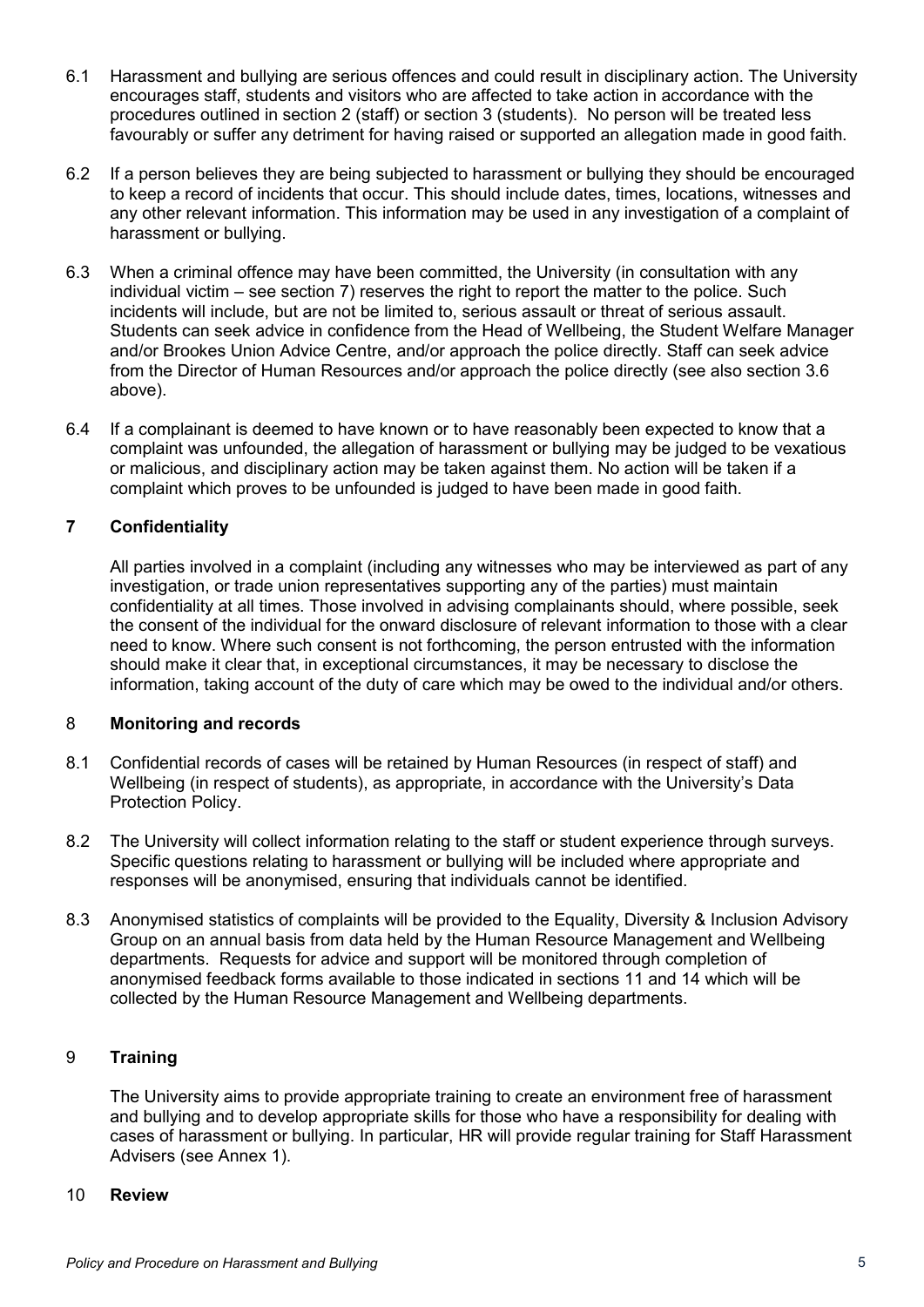6.1 Harassment and bullying are serious offences and could result in disciplinary action. The University encourages staff, students and visitors who are affected to take action in accordance with the procedures outlined in section 2 (staff) or section 3 (students). No person will be treated less favourably or suffer any detriment for having raised or supported an allegation made in good faith.

6.2 If a person believes they are being subjected to harassment or bullying they should be encouraged to keep a record of incidents that occur. This should include dates, times, locations, witnesses and any other relevant information. This information may be used in any investigation of a complaint of harassment or bullying.

6.3 When a criminal offence may have been committed, the University (in consultation with any individual victim – see section 7) reserves the right to report the matter to the police. Such incidents will include, but are not be limited to, serious assault or threat of serious assault. Students can seek advice in confidence from the Head of Wellbeing, the Student Welfare Manager and/or Brookes Union Advice Centre, and/or approach the police directly. Staff can seek advice from the Director of Human Resources and/or approach the police directly (see also section 3.6 above).

6.4 If a complainant is deemed to have known or to have reasonably been expected to know that a complaint was unfounded, the allegation of harassment or bullying may be judged to be vexatious or malicious, and disciplinary action may be taken against them. No action will be taken if a complaint which proves to be unfounded is judged to have been made in good faith.

## 7 Confidentiality

All parties involved in a complaint (including any witnesses who may be interviewed as part of any investigation, or trade union representatives supporting any of the parties) must maintain confidentiality at all times. Those involved in advising complainants should, where possible, seek the consent of the individual for the onward disclosure of relevant information to those with a clear need to know. Where such consent is not forthcoming, the person entrusted with the information should make it clear that, in exceptional circumstances, it may be necessary to disclose the information, taking account of the duty of care which may be owed to the individual and/or others.

## 8 Monitoring and records

8.1 Confidential records of cases will be retained by Human Resources (in respect of staff) and Wellbeing (in respect of students), as appropriate, in accordance with the University's Data Protection Policy.

8.2 The University will collect information relating to the staff or student experience through surveys. Specific questions relating to harassment or bullying will be included where appropriate and responses will be anonymised, ensuring that individuals cannot be identified.

8.3 Anonymised statistics of complaints will be provided to the Equality, Diversity & Inclusion Advisory Group on an annual basis from data held by the Human Resource Management and Wellbeing departments. Requests for advice and support will be monitored through completion of anonymised feedback forms available to those indicated in sections 11 and 14 which will be collected by the Human Resource Management and Wellbeing departments.

## 9 Training

The University aims to provide appropriate training to create an environment free of harassment and bullying and to develop appropriate skills for those who have a responsibility for dealing with cases of harassment or bullying. In particular, HR will provide regular training for Staff Harassment Advisers (see Annex 1).

## 10 Review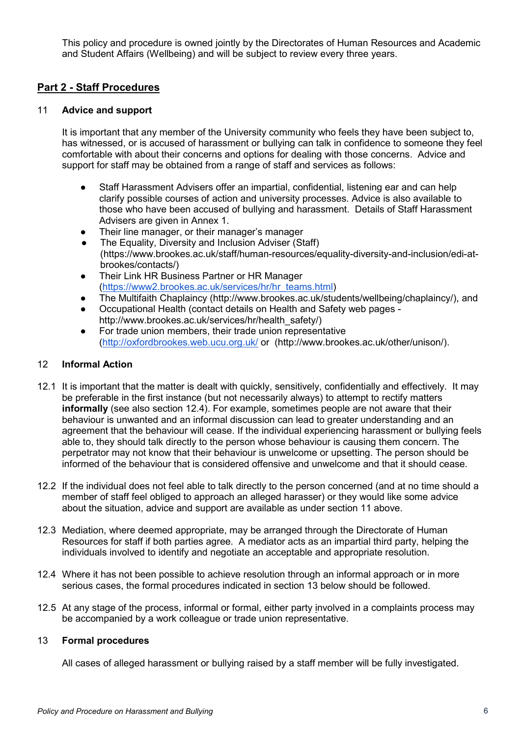This policy and procedure is owned jointly by the Directorates of Human Resources and Academic and Student Affairs (Wellbeing) and will be subject to review every three years.

## Part 2 - Staff Procedures

### 11 Advice and support

It is important that any member of the University community who feels they have been subject to, has witnessed, or is accused of harassment or bullying can talk in confidence to someone they feel comfortable with about their concerns and options for dealing with those concerns. Advice and support for staff may be obtained from a range of staff and services as follows:

- Staff Harassment Advisers offer an impartial, confidential, listening ear and can help clarify possible courses of action and university processes. Advice is also available to those who have been accused of bullying and harassment. Details of Staff Harassment Advisers are given in Annex 1.
- Their line manager, or their manager's manager
- The Equality, Diversity and Inclusion Adviser (Staff) (https://www.brookes.ac.uk/staff/human-resources/equality-diversity-and-inclusion/edi-at-brookes/contacts/)
- Their Link HR Business Partner or HR Manager (https://www2.brookes.ac.uk/services/hr/hr_teams.html)
- The Multifaith Chaplaincy (http://www.brookes.ac.uk/students/wellbeing/chaplaincy/), and
- Occupational Health (contact details on Health and Safety web pages - http://www.brookes.ac.uk/services/hr/health_safety/)
- For trade union members, their trade union representative (http://oxfordbrookes.web.ucu.org.uk/ or (http://www.brookes.ac.uk/other/unison/).

### 12 Informal Action

12.1 It is important that the matter is dealt with quickly, sensitively, confidentially and effectively. It may be preferable in the first instance (but not necessarily always) to attempt to rectify matters **informally** (see also section 12.4). For example, sometimes people are not aware that their behaviour is unwanted and an informal discussion can lead to greater understanding and an agreement that the behaviour will cease. If the individual experiencing harassment or bullying feels able to, they should talk directly to the person whose behaviour is causing them concern. The perpetrator may not know that their behaviour is unwelcome or upsetting. The person should be informed of the behaviour that is considered offensive and unwelcome and that it should cease.

12.2 If the individual does not feel able to talk directly to the person concerned (and at no time should a member of staff feel obliged to approach an alleged harasser) or they would like some advice about the situation, advice and support are available as under section 11 above.

12.3 Mediation, where deemed appropriate, may be arranged through the Directorate of Human Resources for staff if both parties agree. A mediator acts as an impartial third party, helping the individuals involved to identify and negotiate an acceptable and appropriate resolution.

12.4 Where it has not been possible to achieve resolution through an informal approach or in more serious cases, the formal procedures indicated in section 13 below should be followed.

12.5 At any stage of the process, informal or formal, either party involved in a complaints process may be accompanied by a work colleague or trade union representative.

### 13 Formal procedures

All cases of alleged harassment or bullying raised by a staff member will be fully investigated.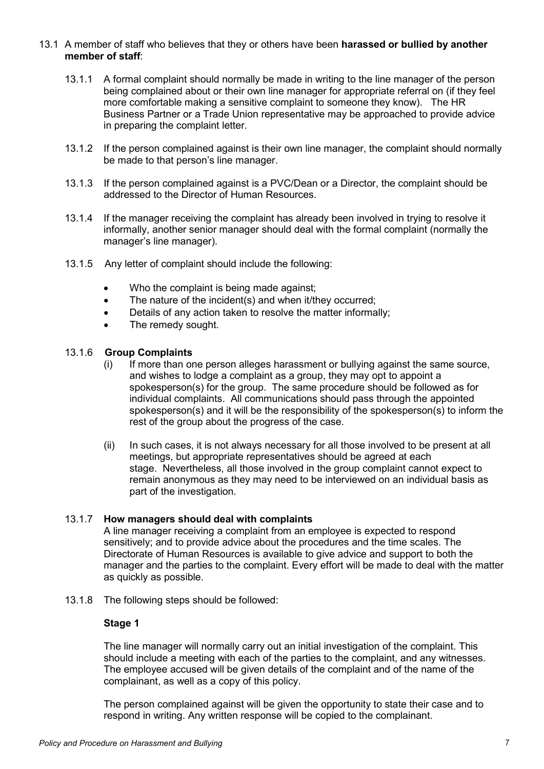13.1 A member of staff who believes that they or others have been **harassed or bullied by another member of staff**:

13.1.1 A formal complaint should normally be made in writing to the line manager of the person being complained about or their own line manager for appropriate referral on (if they feel more comfortable making a sensitive complaint to someone they know). The HR Business Partner or a Trade Union representative may be approached to provide advice in preparing the complaint letter.

13.1.2 If the person complained against is their own line manager, the complaint should normally be made to that person's line manager.

13.1.3 If the person complained against is a PVC/Dean or a Director, the complaint should be addressed to the Director of Human Resources.

13.1.4 If the manager receiving the complaint has already been involved in trying to resolve it informally, another senior manager should deal with the formal complaint (normally the manager's line manager).

13.1.5 Any letter of complaint should include the following:

- Who the complaint is being made against;
- The nature of the incident(s) and when it/they occurred;
- Details of any action taken to resolve the matter informally;
- The remedy sought.

13.1.6 **Group Complaints**

(i) If more than one person alleges harassment or bullying against the same source, and wishes to lodge a complaint as a group, they may opt to appoint a spokesperson(s) for the group. The same procedure should be followed as for individual complaints. All communications should pass through the appointed spokesperson(s) and it will be the responsibility of the spokesperson(s) to inform the rest of the group about the progress of the case.

(ii) In such cases, it is not always necessary for all those involved to be present at all meetings, but appropriate representatives should be agreed at each stage. Nevertheless, all those involved in the group complaint cannot expect to remain anonymous as they may need to be interviewed on an individual basis as part of the investigation.

13.1.7 **How managers should deal with complaints**

A line manager receiving a complaint from an employee is expected to respond sensitively; and to provide advice about the procedures and the time scales. The Directorate of Human Resources is available to give advice and support to both the manager and the parties to the complaint. Every effort will be made to deal with the matter as quickly as possible.

13.1.8 The following steps should be followed:

**Stage 1**

The line manager will normally carry out an initial investigation of the complaint. This should include a meeting with each of the parties to the complaint, and any witnesses. The employee accused will be given details of the complaint and of the name of the complainant, as well as a copy of this policy.

The person complained against will be given the opportunity to state their case and to respond in writing. Any written response will be copied to the complainant.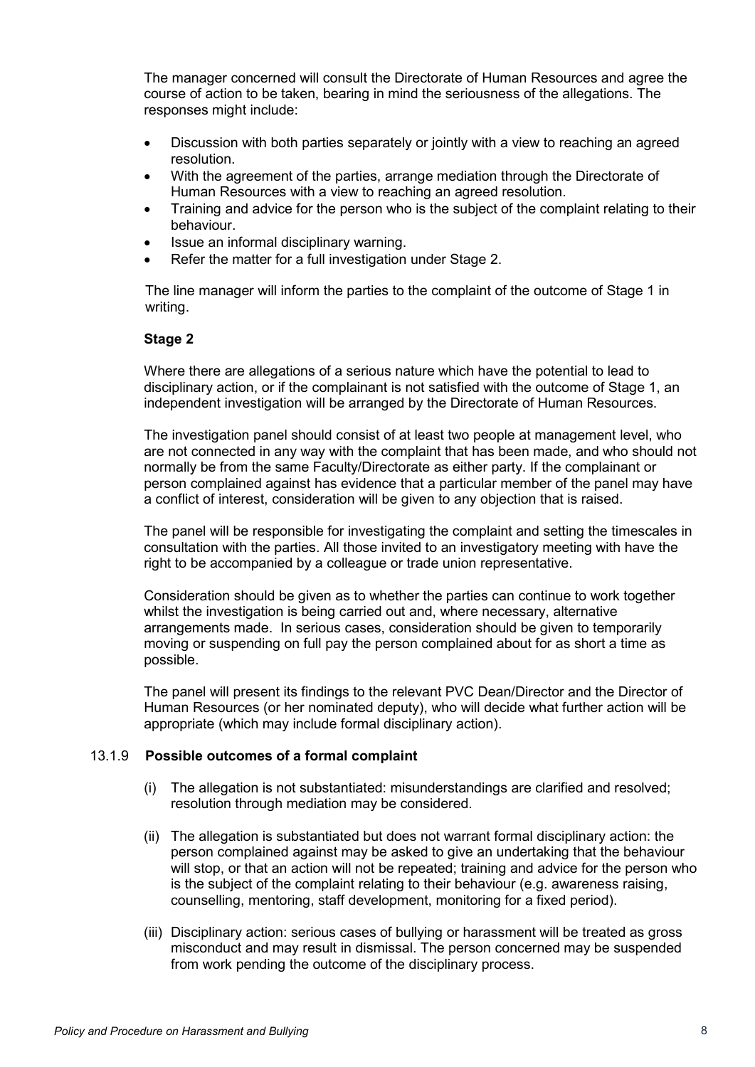The manager concerned will consult the Directorate of Human Resources and agree the course of action to be taken, bearing in mind the seriousness of the allegations. The responses might include:

- Discussion with both parties separately or jointly with a view to reaching an agreed resolution.
- With the agreement of the parties, arrange mediation through the Directorate of Human Resources with a view to reaching an agreed resolution.
- Training and advice for the person who is the subject of the complaint relating to their behaviour.
- Issue an informal disciplinary warning.
- Refer the matter for a full investigation under Stage 2.

The line manager will inform the parties to the complaint of the outcome of Stage 1 in writing.

**Stage 2**

Where there are allegations of a serious nature which have the potential to lead to disciplinary action, or if the complainant is not satisfied with the outcome of Stage 1, an independent investigation will be arranged by the Directorate of Human Resources.

The investigation panel should consist of at least two people at management level, who are not connected in any way with the complaint that has been made, and who should not normally be from the same Faculty/Directorate as either party. If the complainant or person complained against has evidence that a particular member of the panel may have a conflict of interest, consideration will be given to any objection that is raised.

The panel will be responsible for investigating the complaint and setting the timescales in consultation with the parties. All those invited to an investigatory meeting with have the right to be accompanied by a colleague or trade union representative.

Consideration should be given as to whether the parties can continue to work together whilst the investigation is being carried out and, where necessary, alternative arrangements made. In serious cases, consideration should be given to temporarily moving or suspending on full pay the person complained about for as short a time as possible.

The panel will present its findings to the relevant PVC Dean/Director and the Director of Human Resources (or her nominated deputy), who will decide what further action will be appropriate (which may include formal disciplinary action).

### 13.1.9 Possible outcomes of a formal complaint

(i) The allegation is not substantiated: misunderstandings are clarified and resolved; resolution through mediation may be considered.

(ii) The allegation is substantiated but does not warrant formal disciplinary action: the person complained against may be asked to give an undertaking that the behaviour will stop, or that an action will not be repeated; training and advice for the person who is the subject of the complaint relating to their behaviour (e.g. awareness raising, counselling, mentoring, staff development, monitoring for a fixed period).

(iii) Disciplinary action: serious cases of bullying or harassment will be treated as gross misconduct and may result in dismissal. The person concerned may be suspended from work pending the outcome of the disciplinary process.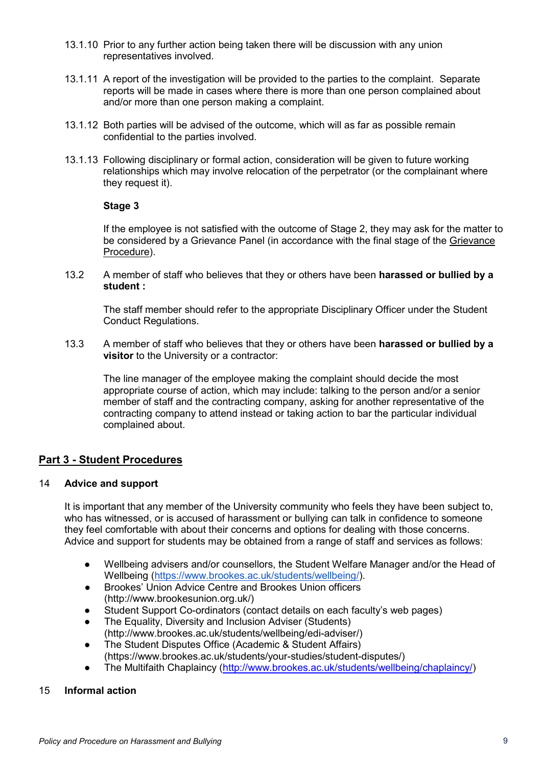13.1.10 Prior to any further action being taken there will be discussion with any union representatives involved.

13.1.11 A report of the investigation will be provided to the parties to the complaint. Separate reports will be made in cases where there is more than one person complained about and/or more than one person making a complaint.

13.1.12 Both parties will be advised of the outcome, which will as far as possible remain confidential to the parties involved.

13.1.13 Following disciplinary or formal action, consideration will be given to future working relationships which may involve relocation of the perpetrator (or the complainant where they request it).

**Stage 3**

If the employee is not satisfied with the outcome of Stage 2, they may ask for the matter to be considered by a Grievance Panel (in accordance with the final stage of the Grievance Procedure).

13.2 A member of staff who believes that they or others have been **harassed or bullied by a student :**

The staff member should refer to the appropriate Disciplinary Officer under the Student Conduct Regulations.

13.3 A member of staff who believes that they or others have been **harassed or bullied by a visitor** to the University or a contractor:

The line manager of the employee making the complaint should decide the most appropriate course of action, which may include: talking to the person and/or a senior member of staff and the contracting company, asking for another representative of the contracting company to attend instead or taking action to bar the particular individual complained about.

## Part 3 - Student Procedures

### 14 Advice and support

It is important that any member of the University community who feels they have been subject to, who has witnessed, or is accused of harassment or bullying can talk in confidence to someone they feel comfortable with about their concerns and options for dealing with those concerns. Advice and support for students may be obtained from a range of staff and services as follows:

- Wellbeing advisers and/or counsellors, the Student Welfare Manager and/or the Head of Wellbeing (https://www.brookes.ac.uk/students/wellbeing/).
- Brookes' Union Advice Centre and Brookes Union officers (http://www.brookesunion.org.uk/)
- Student Support Co-ordinators (contact details on each faculty's web pages)
- The Equality, Diversity and Inclusion Adviser (Students) (http://www.brookes.ac.uk/students/wellbeing/edi-adviser/)
- The Student Disputes Office (Academic & Student Affairs) (https://www.brookes.ac.uk/students/your-studies/student-disputes/)
- The Multifaith Chaplaincy (http://www.brookes.ac.uk/students/wellbeing/chaplaincy/)

### 15 Informal action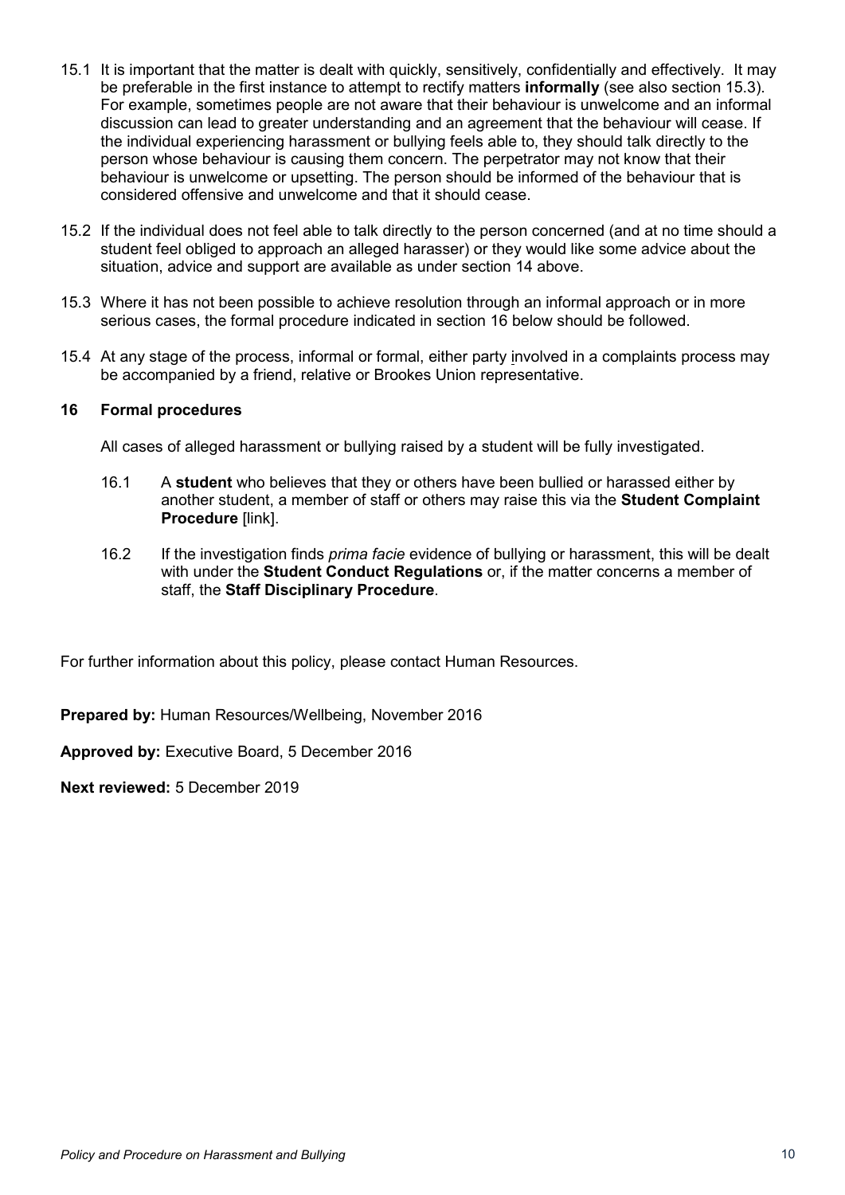15.1 It is important that the matter is dealt with quickly, sensitively, confidentially and effectively. It may be preferable in the first instance to attempt to rectify matters **informally** (see also section 15.3). For example, sometimes people are not aware that their behaviour is unwelcome and an informal discussion can lead to greater understanding and an agreement that the behaviour will cease. If the individual experiencing harassment or bullying feels able to, they should talk directly to the person whose behaviour is causing them concern. The perpetrator may not know that their behaviour is unwelcome or upsetting. The person should be informed of the behaviour that is considered offensive and unwelcome and that it should cease.

15.2 If the individual does not feel able to talk directly to the person concerned (and at no time should a student feel obliged to approach an alleged harasser) or they would like some advice about the situation, advice and support are available as under section 14 above.

15.3 Where it has not been possible to achieve resolution through an informal approach or in more serious cases, the formal procedure indicated in section 16 below should be followed.

15.4 At any stage of the process, informal or formal, either party involved in a complaints process may be accompanied by a friend, relative or Brookes Union representative.

### 16 Formal procedures

All cases of alleged harassment or bullying raised by a student will be fully investigated.

16.1 A **student** who believes that they or others have been bullied or harassed either by another student, a member of staff or others may raise this via the **Student Complaint Procedure** [link].

16.2 If the investigation finds *prima facie* evidence of bullying or harassment, this will be dealt with under the **Student Conduct Regulations** or, if the matter concerns a member of staff, the **Staff Disciplinary Procedure**.

For further information about this policy, please contact Human Resources.

**Prepared by:** Human Resources/Wellbeing, November 2016

**Approved by:** Executive Board, 5 December 2016

**Next reviewed:** 5 December 2019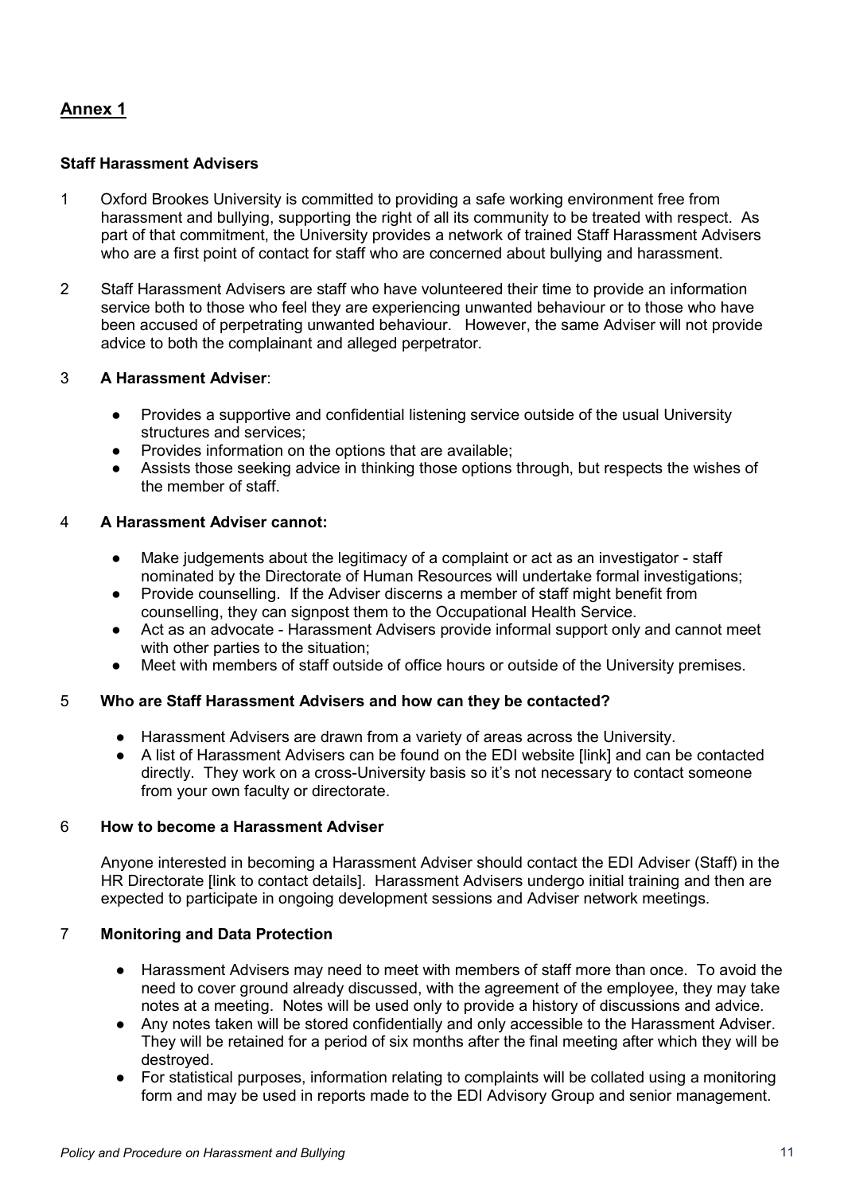## Annex 1

**Staff Harassment Advisers**

1 Oxford Brookes University is committed to providing a safe working environment free from harassment and bullying, supporting the right of all its community to be treated with respect. As part of that commitment, the University provides a network of trained Staff Harassment Advisers who are a first point of contact for staff who are concerned about bullying and harassment.

2 Staff Harassment Advisers are staff who have volunteered their time to provide an information service both to those who feel they are experiencing unwanted behaviour or to those who have been accused of perpetrating unwanted behaviour. However, the same Adviser will not provide advice to both the complainant and alleged perpetrator.

3 **A Harassment Adviser**:

- Provides a supportive and confidential listening service outside of the usual University structures and services;
- Provides information on the options that are available;
- Assists those seeking advice in thinking those options through, but respects the wishes of the member of staff.

4 **A Harassment Adviser cannot:**

- Make judgements about the legitimacy of a complaint or act as an investigator - staff nominated by the Directorate of Human Resources will undertake formal investigations;
- Provide counselling. If the Adviser discerns a member of staff might benefit from counselling, they can signpost them to the Occupational Health Service.
- Act as an advocate - Harassment Advisers provide informal support only and cannot meet with other parties to the situation;
- Meet with members of staff outside of office hours or outside of the University premises.

5 **Who are Staff Harassment Advisers and how can they be contacted?**

- Harassment Advisers are drawn from a variety of areas across the University.
- A list of Harassment Advisers can be found on the EDI website [link] and can be contacted directly. They work on a cross-University basis so it's not necessary to contact someone from your own faculty or directorate.

6 **How to become a Harassment Adviser**

Anyone interested in becoming a Harassment Adviser should contact the EDI Adviser (Staff) in the HR Directorate [link to contact details]. Harassment Advisers undergo initial training and then are expected to participate in ongoing development sessions and Adviser network meetings.

7 **Monitoring and Data Protection**

- Harassment Advisers may need to meet with members of staff more than once. To avoid the need to cover ground already discussed, with the agreement of the employee, they may take notes at a meeting. Notes will be used only to provide a history of discussions and advice.
- Any notes taken will be stored confidentially and only accessible to the Harassment Adviser. They will be retained for a period of six months after the final meeting after which they will be destroyed.
- For statistical purposes, information relating to complaints will be collated using a monitoring form and may be used in reports made to the EDI Advisory Group and senior management.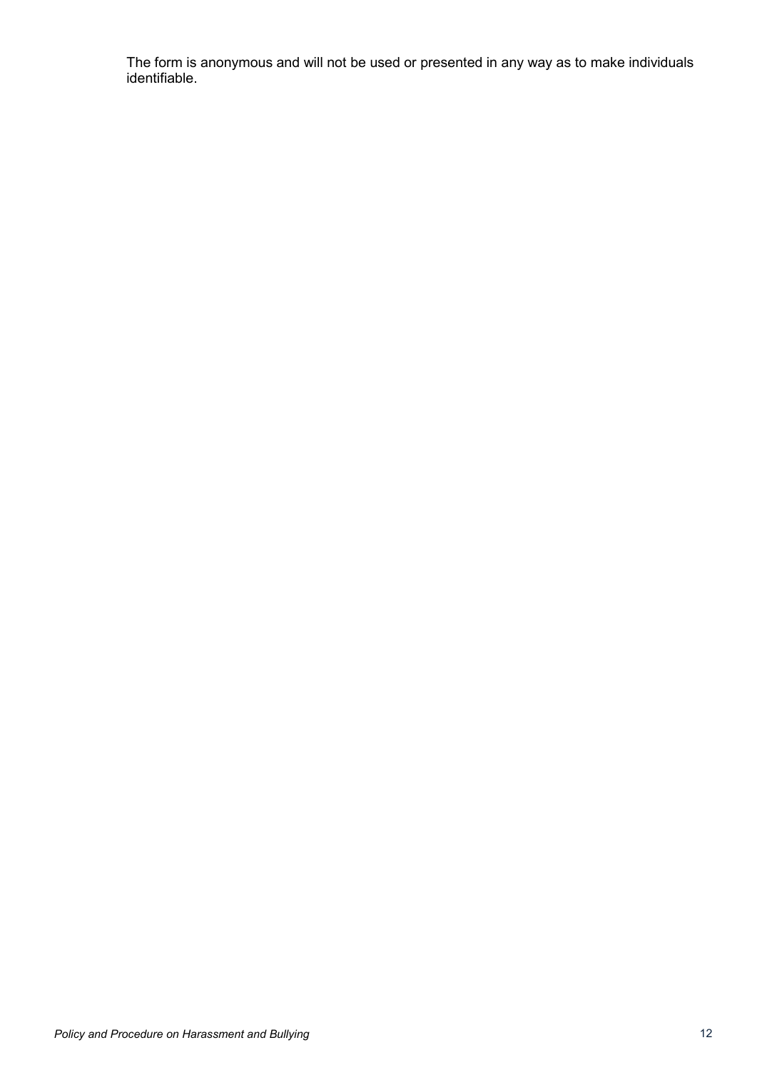The form is anonymous and will not be used or presented in any way as to make individuals identifiable.